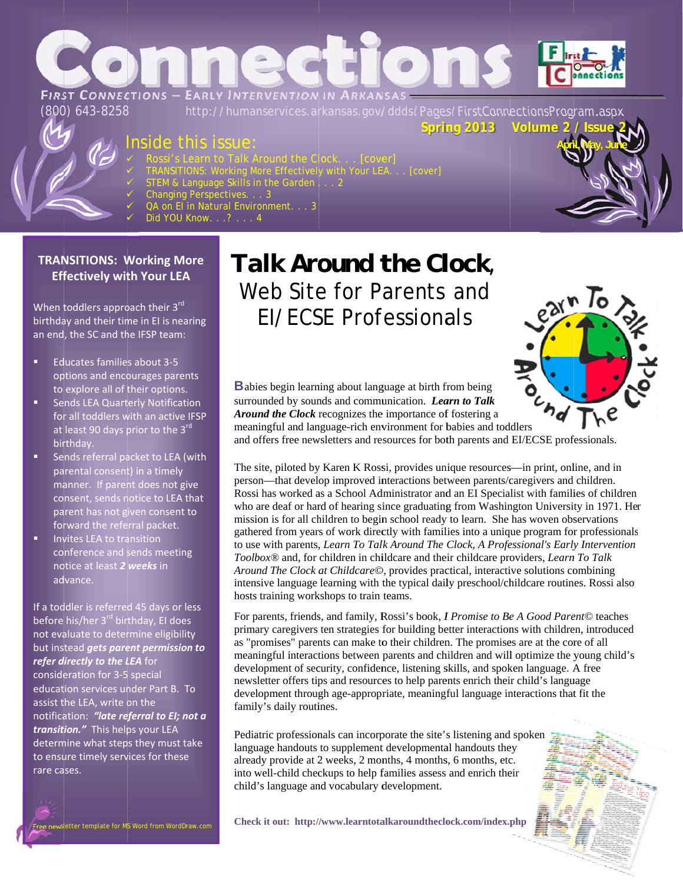# Connections

FIRST CONNECTIONS — EARLY INTERVENTION IN ARKANSAS

(800) 643-8258 http://humanservices.arkansas.gov/ddds/Pages/FirstConnectionsProgram.aspx

Spring 2013 Volume 2 / Issue 2

April, May, June

## Inside this issue:

- Rossi's Learn to Talk Around the Clock. . . [cover]
- TRANSITIONS: Working More Effectively with Your LEA. . . [cover]
- STEM & Language Skills in the Garden . . . 2
- Changing Perspectives. . . 3
- QA on EI in Natural Environment. . . 3
- Did YOU Know. . .? . . . 4

## TRANSITIONS: Working More Effectively with Your LEA

When toddlers approach their 3rd birthday and their time in EI is nearing an end, the SC and the IFSP team:

- Educates families about 3-5 options and encourages parents to explore all of their options.
- Sends LEA Quarterly Notification for all toddlers with an active IFSP at least 90 days prior to the 3rd birthday.
- Sends referral packet to LEA (with parental consent) in a timely manner. If parent does not give consent, sends notice to LEA that parent has not given consent to forward the referral packet.
- Invites LEA to transition conference and sends meeting notice at least ***2 weeks*** in advance.

If a toddler is referred 45 days or less before his/her 3rd birthday, EI does not evaluate to determine eligibility but instead ***gets parent permission to refer directly to the LEA*** for consideration for 3-5 special education services under Part B. To assist the LEA, write on the notification: ***"late referral to EI; not a transition."*** This helps your LEA determine what steps they must take to ensure timely services for these rare cases.

Free newsletter template for MS Word from WordDraw.com

## Talk Around the Clock, Web Site for Parents and EI/ECSE Professionals

Babies begin learning about language at birth from being surrounded by sounds and communication. ***Learn to Talk Around the Clock*** recognizes the importance of fostering a meaningful and language-rich environment for babies and toddlers and offers free newsletters and resources for both parents and EI/ECSE professionals.

The site, piloted by Karen K Rossi, provides unique resources—in print, online, and in person—that develop improved interactions between parents/caregivers and children. Rossi has worked as a School Administrator and an EI Specialist with families of children who are deaf or hard of hearing since graduating from Washington University in 1971. Her mission is for all children to begin school ready to learn. She has woven observations gathered from years of work directly with families into a unique program for professionals to use with parents, *Learn To Talk Around The Clock, A Professional's Early Intervention Toolbox*® and, for children in childcare and their childcare providers, *Learn To Talk Around The Clock at Childcare*©, provides practical, interactive solutions combining intensive language learning with the typical daily preschool/childcare routines. Rossi also hosts training workshops to train teams.

For parents, friends, and family, Rossi's book, ***I Promise to Be A Good Parent***© teaches primary caregivers ten strategies for building better interactions with children, introduced as "promises" parents can make to their children. The promises are at the core of all meaningful interactions between parents and children and will optimize the young child's development of security, confidence, listening skills, and spoken language. A free newsletter offers tips and resources to help parents enrich their child's language development through age-appropriate, meaningful language interactions that fit the family's daily routines.

Pediatric professionals can incorporate the site's listening and spoken language handouts to supplement developmental handouts they already provide at 2 weeks, 2 months, 4 months, 6 months, etc. into well-child checkups to help families assess and enrich their child's language and vocabulary development.

**Check it out: http://www.learntotalkaroundtheclock.com/index.php**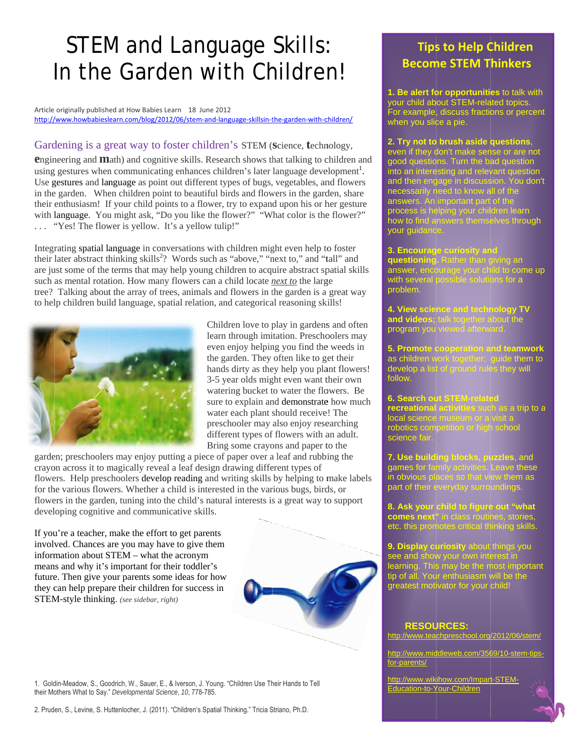# STEM and Language Skills: In the Garden with Children!

Article originally published at How Babies Learn 18 June 2012
http://www.howbabieslearn.com/blog/2012/06/stem-and-language-skillsin-the-garden-with-children/

Gardening is a great way to foster children's STEM (**s**cience, **t**echnology, **e**ngineering and **m**ath) and cognitive skills. Research shows that talking to children and using gestures when communicating enhances children's later language development[1]. Use gestures and language as point out different types of bugs, vegetables, and flowers in the garden. When children point to beautiful birds and flowers in the garden, share their enthusiasm! If your child points to a flower, try to expand upon his or her gesture with language. You might ask, "Do you like the flower?" "What color is the flower?" . . . "Yes! The flower is yellow. It's a yellow tulip!"

Integrating spatial language in conversations with children might even help to foster their later abstract thinking skills[2]? Words such as "above," "next to," and "tall" and are just some of the terms that may help young children to acquire abstract spatial skills such as mental rotation. How many flowers can a child locate *next to* the large tree? Talking about the array of trees, animals and flowers in the garden is a great way to help children build language, spatial relation, and categorical reasoning skills!

Children love to play in gardens and often learn through imitation. Preschoolers may even enjoy helping you find the weeds in the garden. They often like to get their hands dirty as they help you plant flowers! 3-5 year olds might even want their own watering bucket to water the flowers. Be sure to explain and demonstrate how much water each plant should receive! The preschooler may also enjoy researching different types of flowers with an adult. Bring some crayons and paper to the garden; preschoolers may enjoy putting a piece of paper over a leaf and rubbing the crayon across it to magically reveal a leaf design drawing different types of flowers. Help preschoolers develop reading and writing skills by helping to make labels for the various flowers. Whether a child is interested in the various bugs, birds, or flowers in the garden, tuning into the child's natural interests is a great way to support developing cognitive and communicative skills.

If you're a teacher, make the effort to get parents involved. Chances are you may have to give them information about STEM – what the acronym means and why it's important for their toddler's future. Then give your parents some ideas for how they can help prepare their children for success in STEM-style thinking. *(see sidebar, right)*

1. Goldin-Meadow, S., Goodrich, W., Sauer, E., & Iverson, J. Young. "Children Use Their Hands to Tell their Mothers What to Say." *Developmental Science, 10*, 778-785.

2. Pruden, S., Levine, S. Huttenlocher, J. (2011). "Children's Spatial Thinking." Tricia Striano, Ph.D.

## Tips to Help Children Become STEM Thinkers

1. **Be alert for opportunities** to talk with your child about STEM-related topics. For example, discuss fractions or percent when you slice a pie.

2. **Try not to brush aside questions**, even if they don't make sense or are not good questions. Turn the bad question into an interesting and relevant question and then engage in discussion. You don't necessarily need to know all of the answers. An important part of the process is helping your children learn how to find answers themselves through your guidance.

3. **Encourage curiosity and questioning.** Rather than giving an answer, encourage your child to come up with several possible solutions for a problem.

4. **View science and technology TV and videos;** talk together about the program you viewed afterward.

5. **Promote cooperation and teamwork** as children work together; guide them to develop a list of ground rules they will follow.

6. **Search out STEM-related recreational activities** such as a trip to a local science museum or a visit a robotics competition or high school science fair.

7. **Use building blocks, puzzles**, and games for family activities. Leave these in obvious places so that view them as part of their everyday surroundings.

8. **Ask your child to figure out "what comes next"** in class routines, stories, etc. this promotes critical thinking skills.

9. **Display curiosity** about things you see and show your own interest in learning. This may be the most important tip of all. Your enthusiasm will be the greatest motivator for your child!

### RESOURCES:

http://www.teachpreschool.org/2012/06/stem/

http://www.middleweb.com/3569/10-stem-tips-for-parents/

http://www.wikihow.com/Impart-STEM-Education-to-Your-Children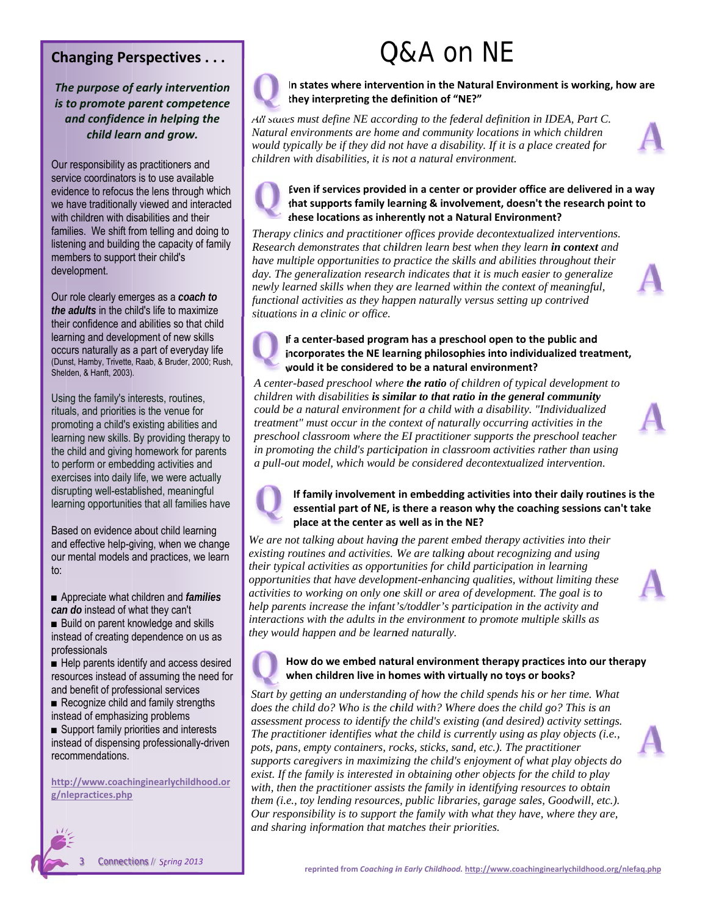## Changing Perspectives . . .

***The purpose of early intervention is to promote parent competence and confidence in helping the child learn and grow.***

Our responsibility as practitioners and service coordinators is to use available evidence to refocus the lens through which we have traditionally viewed and interacted with children with disabilities and their families. We shift from telling and doing to listening and building the capacity of family members to support their child's development.

Our role clearly emerges as a ***coach to the adults*** in the child's life to maximize their confidence and abilities so that child learning and development of new skills occurs naturally as a part of everyday life (Dunst, Hamby, Trivette, Raab, & Bruder, 2000; Rush, Shelden, & Hanft, 2003).

Using the family's interests, routines, rituals, and priorities is the venue for promoting a child's existing abilities and learning new skills. By providing therapy to the child and giving homework for parents to perform or embedding activities and exercises into daily life, we were actually disrupting well-established, meaningful learning opportunities that all families have

Based on evidence about child learning and effective help-giving, when we change our mental models and practices, we learn to:

- Appreciate what children and ***families can do*** instead of what they can't
- Build on parent knowledge and skills instead of creating dependence on us as professionals
- Help parents identify and access desired resources instead of assuming the need for and benefit of professional services
- Recognize child and family strengths instead of emphasizing problems
- Support family priorities and interests instead of dispensing professionally-driven recommendations.

http://www.coachinginearlychildhood.org/nlepractices.php

# Q&A on NE

**Q: In states where intervention in the Natural Environment is working, how are they interpreting the definition of "NE?"**

**A:** *All states must define NE according to the federal definition in IDEA, Part C. Natural environments are home and community locations in which children would typically be if they did not have a disability. If it is a place created for children with disabilities, it is not a natural environment.*

**Q: Even if services provided in a center or provider office are delivered in a way that supports family learning & involvement, doesn't the research point to these locations as inherently not a Natural Environment?**

**A:** *Therapy clinics and practitioner offices provide decontextualized interventions. Research demonstrates that children learn best when they learn **in context** and have multiple opportunities to practice the skills and abilities throughout their day. The generalization research indicates that it is much easier to generalize newly learned skills when they are learned within the context of meaningful, functional activities as they happen naturally versus setting up contrived situations in a clinic or office.*

**Q: If a center-based program has a preschool open to the public and incorporates the NE learning philosophies into individualized treatment, would it be considered to be a natural environment?**

**A:** *A center-based preschool where **the ratio** of children of typical development to children with disabilities **is similar to that ratio in the general community** could be a natural environment for a child with a disability. "Individualized treatment" must occur in the context of naturally occurring activities in the preschool classroom where the EI practitioner supports the preschool teacher in promoting the child's participation in classroom activities rather than using a pull-out model, which would be considered decontextualized intervention.*

**Q: If family involvement in embedding activities into their daily routines is the essential part of NE, is there a reason why the coaching sessions can't take place at the center as well as in the NE?**

**A:** *We are not talking about having the parent embed therapy activities into their existing routines and activities. We are talking about recognizing and using their typical activities as opportunities for child participation in learning opportunities that have development-enhancing qualities, without limiting these activities to working on only one skill or area of development. The goal is to help parents increase the infant's/toddler's participation in the activity and interactions with the adults in the environment to promote multiple skills as they would happen and be learned naturally.*

**Q: How do we embed natural environment therapy practices into our therapy when children live in homes with virtually no toys or books?**

**A:** *Start by getting an understanding of how the child spends his or her time. What does the child do? Who is the child with? Where does the child go? This is an assessment process to identify the child's existing (and desired) activity settings. The practitioner identifies what the child is currently using as play objects (i.e., pots, pans, empty containers, rocks, sticks, sand, etc.). The practitioner supports caregivers in maximizing the child's enjoyment of what play objects do exist. If the family is interested in obtaining other objects for the child to play with, then the practitioner assists the family in identifying resources to obtain them (i.e., toy lending resources, public libraries, garage sales, Goodwill, etc.). Our responsibility is to support the family with what they have, where they are, and sharing information that matches their priorities.*

reprinted from *Coaching in Early Childhood.* http://www.coachinginearlychildhood.org/nlefaq.php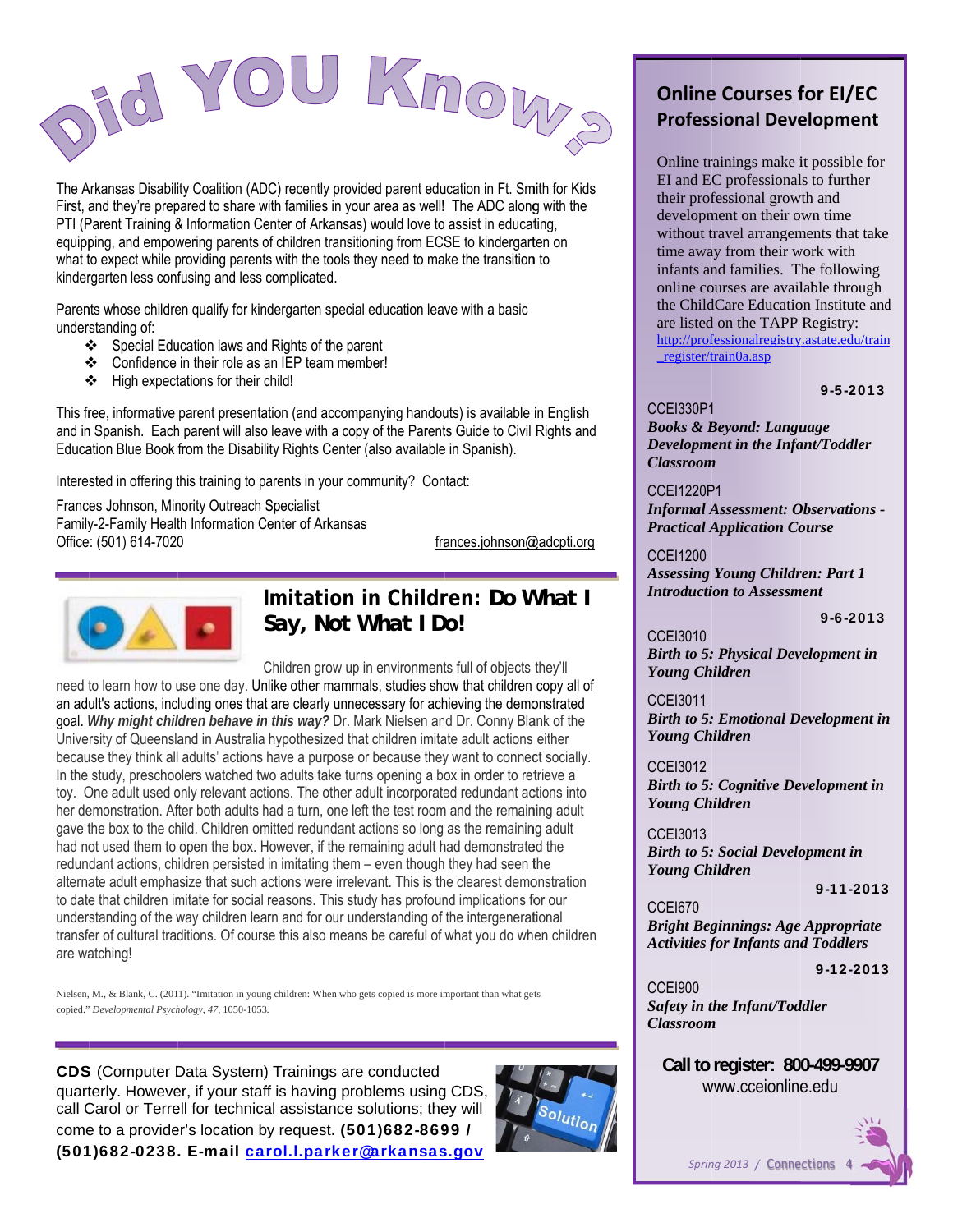# Did YOU Know?

The Arkansas Disability Coalition (ADC) recently provided parent education in Ft. Smith for Kids First, and they're prepared to share with families in your area as well! The ADC along with the PTI (Parent Training & Information Center of Arkansas) would love to assist in educating, equipping, and empowering parents of children transitioning from ECSE to kindergarten on what to expect while providing parents with the tools they need to make the transition to kindergarten less confusing and less complicated.

Parents whose children qualify for kindergarten special education leave with a basic understanding of:

- Special Education laws and Rights of the parent
- Confidence in their role as an IEP team member!
- High expectations for their child!

This free, informative parent presentation (and accompanying handouts) is available in English and in Spanish. Each parent will also leave with a copy of the Parents Guide to Civil Rights and Education Blue Book from the Disability Rights Center (also available in Spanish).

Interested in offering this training to parents in your community? Contact:

Frances Johnson, Minority Outreach Specialist
Family-2-Family Health Information Center of Arkansas
Office: (501) 614-7020 frances.johnson@adcpti.org

## Imitation in Children: Do What I Say, Not What I Do!

Children grow up in environments full of objects they'll need to learn how to use one day. Unlike other mammals, studies show that children copy all of an adult's actions, including ones that are clearly unnecessary for achieving the demonstrated goal. ***Why might children behave in this way?*** Dr. Mark Nielsen and Dr. Conny Blank of the University of Queensland in Australia hypothesized that children imitate adult actions either because they think all adults' actions have a purpose or because they want to connect socially. In the study, preschoolers watched two adults take turns opening a box in order to retrieve a toy. One adult used only relevant actions. The other adult incorporated redundant actions into her demonstration. After both adults had a turn, one left the test room and the remaining adult gave the box to the child. Children omitted redundant actions so long as the remaining adult had not used them to open the box. However, if the remaining adult had demonstrated the redundant actions, children persisted in imitating them – even though they had seen the alternate adult emphasize that such actions were irrelevant. This is the clearest demonstration to date that children imitate for social reasons. This study has profound implications for our understanding of the way children learn and for our understanding of the intergenerational transfer of cultural traditions. Of course this also means be careful of what you do when children are watching!

Nielsen, M., & Blank, C. (2011). "Imitation in young children: When who gets copied is more important than what gets copied." *Developmental Psychology, 47*, 1050-1053.

**CDS** (Computer Data System) Trainings are conducted quarterly. However, if your staff is having problems using CDS, call Carol or Terrell for technical assistance solutions; they will come to a provider's location by request. **(501)682-8699 / (501)682-0238. E-mail carol.l.parker@arkansas.gov**

## Online Courses for EI/EC Professional Development

Online trainings make it possible for EI and EC professionals to further their professional growth and development on their own time without travel arrangements that take time away from their work with infants and families. The following online courses are available through the ChildCare Education Institute and are listed on the TAPP Registry: http://professionalregistry.astate.edu/train_register/train0a.asp

**9-5-2013**

CCEI330P1
***Books & Beyond: Language Development in the Infant/Toddler Classroom***

CCEI1220P1
***Informal Assessment: Observations - Practical Application Course***

CCEI1200
***Assessing Young Children: Part 1 Introduction to Assessment***

**9-6-2013**

CCEI3010
***Birth to 5: Physical Development in Young Children***

CCEI3011
***Birth to 5: Emotional Development in Young Children***

CCEI3012
***Birth to 5: Cognitive Development in Young Children***

CCEI3013
***Birth to 5: Social Development in Young Children***

**9-11-2013**

CCEI670
***Bright Beginnings: Age Appropriate Activities for Infants and Toddlers***

**9-12-2013**

CCEI900
***Safety in the Infant/Toddler Classroom***

**Call to register: 800-499-9907**
www.cceionline.edu